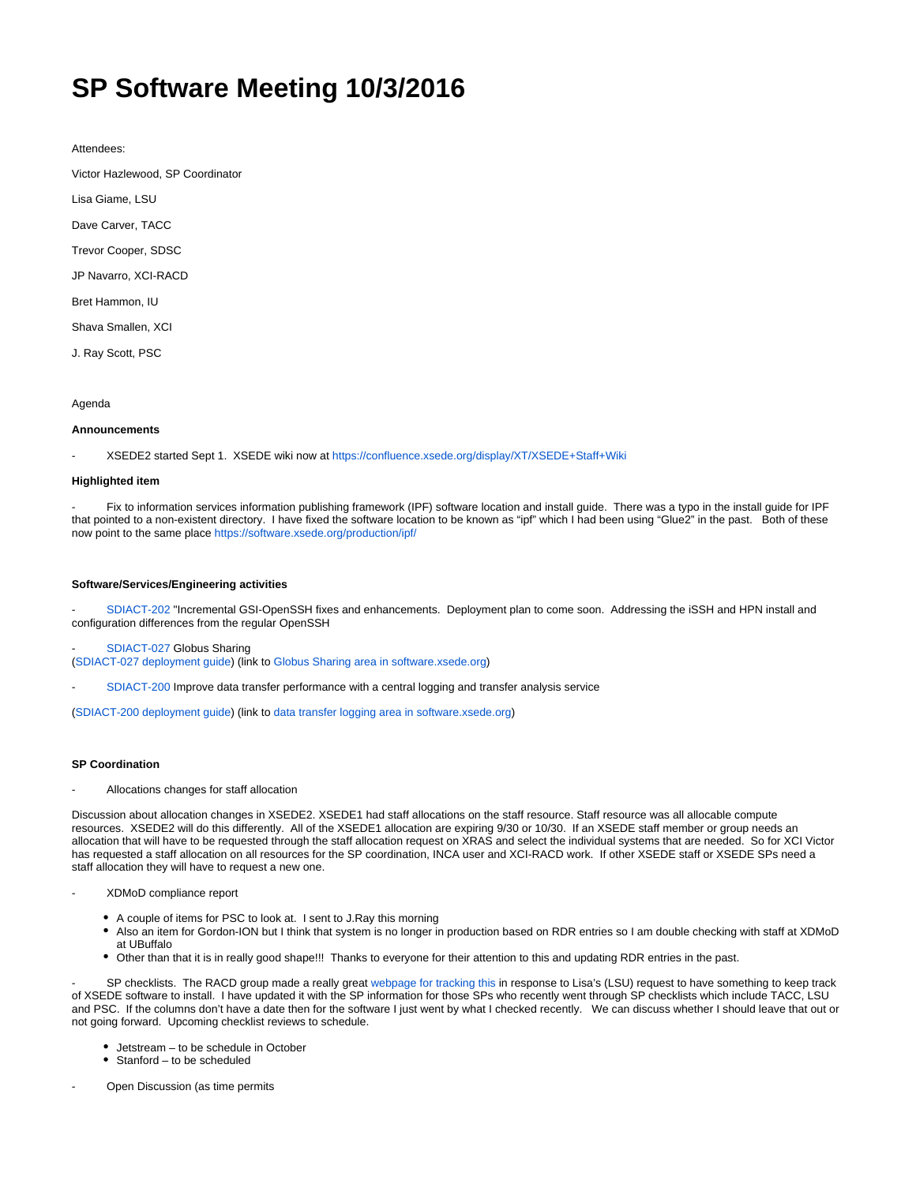# SP Software Meeting 10/3/2016

Attendees:

Victor Hazlewood, SP Coordinator

Lisa Giame, LSU

Dave Carver, TACC

Trevor Cooper, SDSC

JP Navarro, XCI-RACD

Bret Hammon, IU

Shava Smallen, XCI

J. Ray Scott, PSC

Agenda

**Announcements**

- XSEDE2 started Sept 1. XSEDE wiki now at https://confluence.xsede.org/display/XT/XSEDE+Staff+Wiki

**Highlighted item**

- Fix to information services information publishing framework (IPF) software location and install guide. There was a typo in the install guide for IPF that pointed to a non-existent directory. I have fixed the software location to be known as "ipf" which I had been using "Glue2" in the past. Both of these now point to the same place https://software.xsede.org/production/ipf/

**Software/Services/Engineering activities**

- SDIACT-202 "Incremental GSI-OpenSSH fixes and enhancements. Deployment plan to come soon. Addressing the iSSH and HPN install and configuration differences from the regular OpenSSH

- SDIACT-027 Globus Sharing
(SDIACT-027 deployment guide) (link to Globus Sharing area in software.xsede.org)

- SDIACT-200 Improve data transfer performance with a central logging and transfer analysis service

(SDIACT-200 deployment guide) (link to data transfer logging area in software.xsede.org)

**SP Coordination**

- Allocations changes for staff allocation

Discussion about allocation changes in XSEDE2. XSEDE1 had staff allocations on the staff resource. Staff resource was all allocable compute resources. XSEDE2 will do this differently. All of the XSEDE1 allocation are expiring 9/30 or 10/30. If an XSEDE staff member or group needs an allocation that will have to be requested through the staff allocation request on XRAS and select the individual systems that are needed. So for XCI Victor has requested a staff allocation on all resources for the SP coordination, INCA user and XCI-RACD work. If other XSEDE staff or XSEDE SPs need a staff allocation they will have to request a new one.

- XDMoD compliance report
  - A couple of items for PSC to look at. I sent to J.Ray this morning
  - Also an item for Gordon-ION but I think that system is no longer in production based on RDR entries so I am double checking with staff at XDMoD at UBuffalo
  - Other than that it is in really good shape!!! Thanks to everyone for their attention to this and updating RDR entries in the past.

- SP checklists. The RACD group made a really great webpage for tracking this in response to Lisa's (LSU) request to have something to keep track of XSEDE software to install. I have updated it with the SP information for those SPs who recently went through SP checklists which include TACC, LSU and PSC. If the columns don't have a date then for the software I just went by what I checked recently. We can discuss whether I should leave that out or not going forward. Upcoming checklist reviews to schedule.
  - Jetstream – to be schedule in October
  - Stanford – to be scheduled

- Open Discussion (as time permits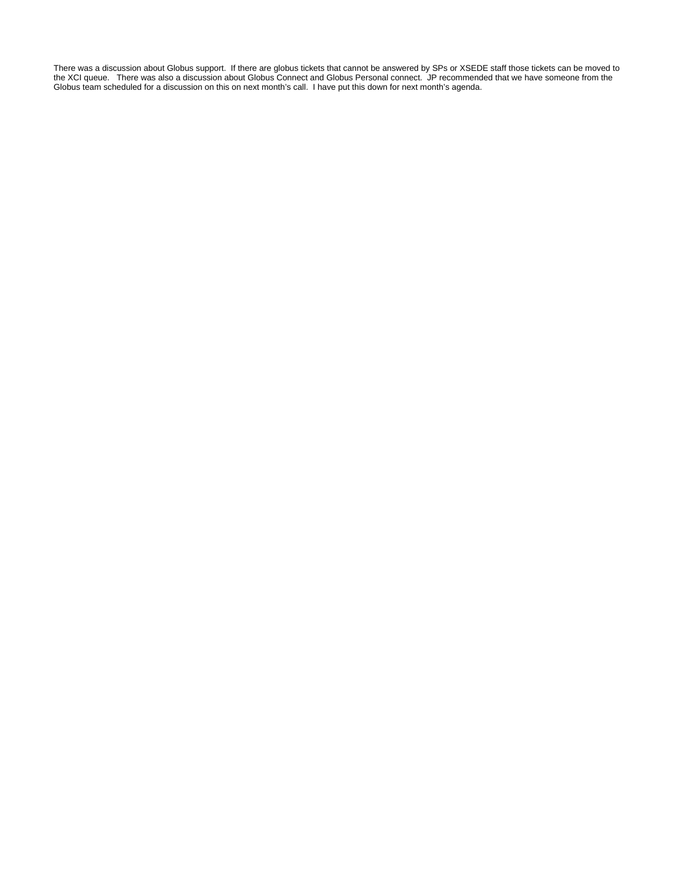There was a discussion about Globus support. If there are globus tickets that cannot be answered by SPs or XSEDE staff those tickets can be moved to the XCI queue. There was also a discussion about Globus Connect and Globus Personal connect. JP recommended that we have someone from the Globus team scheduled for a discussion on this on next month's call. I have put this down for next month's agenda.